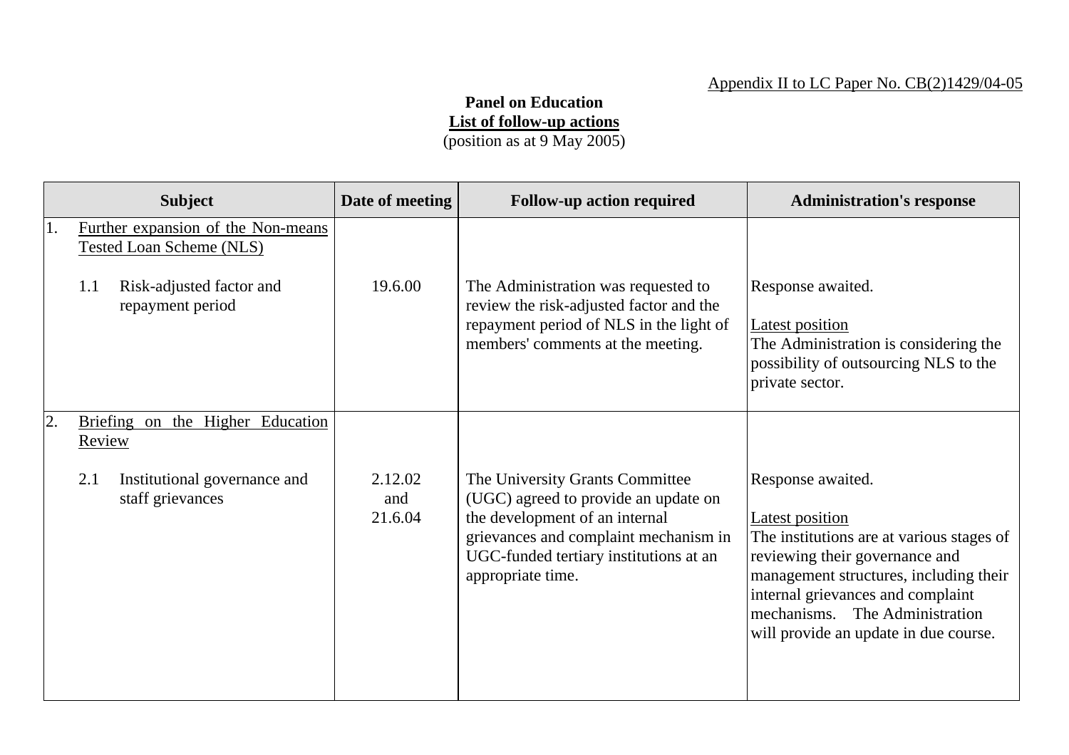Appendix II to LC Paper No. CB(2)1429/04-05

**Panel on Education**
**List of follow-up actions**
(position as at 9 May 2005)

| Subject | Date of meeting | Follow-up action required | Administration's response |
|---|---|---|---|
| 1. Further expansion of the Non-means Tested Loan Scheme (NLS) | | | |
| 1.1 Risk-adjusted factor and repayment period | 19.6.00 | The Administration was requested to review the risk-adjusted factor and the repayment period of NLS in the light of members' comments at the meeting. | Response awaited.<br><br>Latest position<br>The Administration is considering the possibility of outsourcing NLS to the private sector. |
| 2. Briefing on the Higher Education Review | | | |
| 2.1 Institutional governance and staff grievances | 2.12.02 and 21.6.04 | The University Grants Committee (UGC) agreed to provide an update on the development of an internal grievances and complaint mechanism in UGC-funded tertiary institutions at an appropriate time. | Response awaited.<br><br>Latest position<br>The institutions are at various stages of reviewing their governance and management structures, including their internal grievances and complaint mechanisms. The Administration will provide an update in due course. |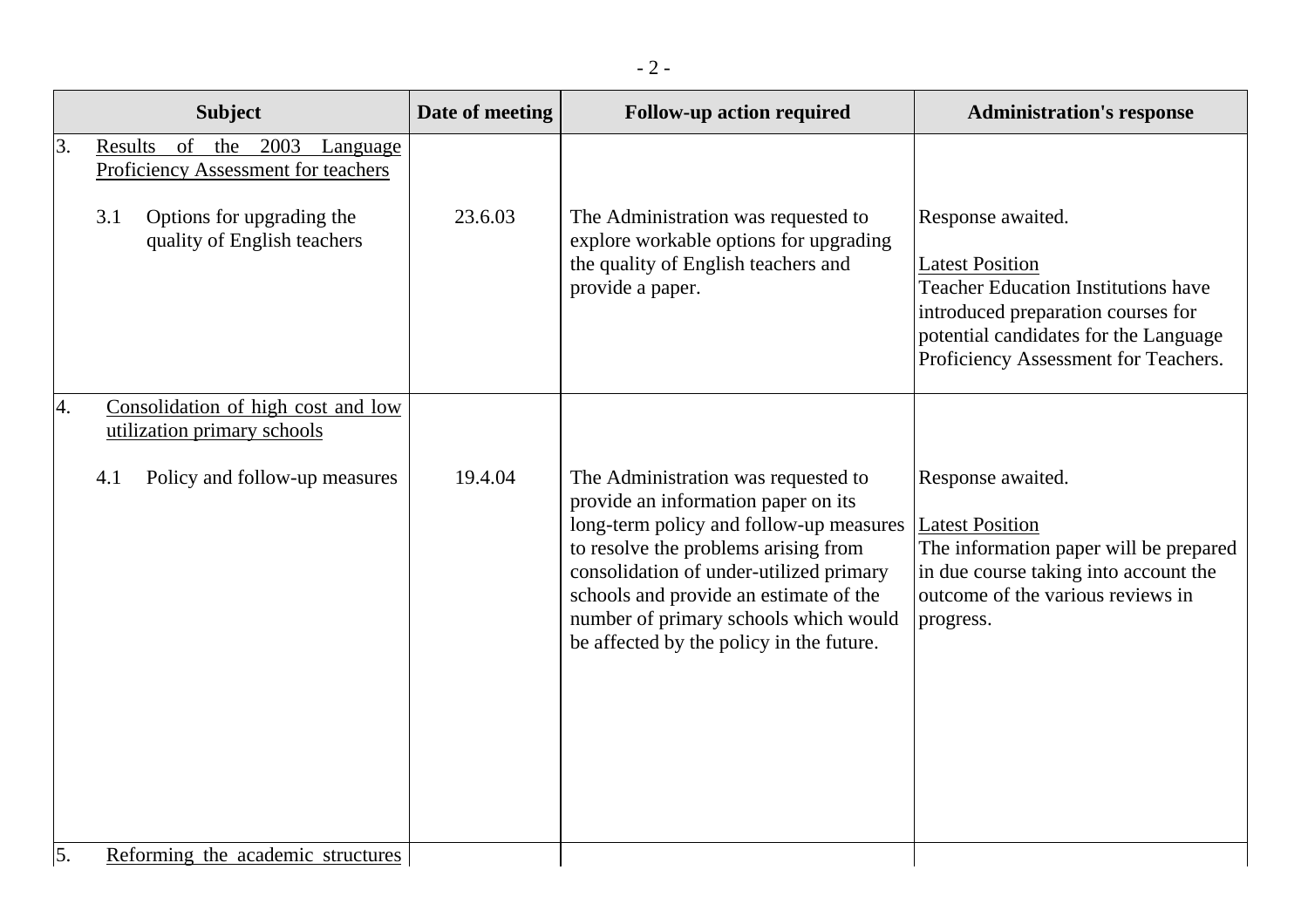| Subject | Date of meeting | Follow-up action required | Administration's response |
|---|---|---|---|
| 3. Results of the 2003 Language Proficiency Assessment for teachers | | | |
| 3.1 Options for upgrading the quality of English teachers | 23.6.03 | The Administration was requested to explore workable options for upgrading the quality of English teachers and provide a paper. | Response awaited.<br><br>Latest Position<br>Teacher Education Institutions have introduced preparation courses for potential candidates for the Language Proficiency Assessment for Teachers. |
| 4. Consolidation of high cost and low utilization primary schools | | | |
| 4.1 Policy and follow-up measures | 19.4.04 | The Administration was requested to provide an information paper on its long-term policy and follow-up measures to resolve the problems arising from consolidation of under-utilized primary schools and provide an estimate of the number of primary schools which would be affected by the policy in the future. | Response awaited.<br><br>Latest Position<br>The information paper will be prepared in due course taking into account the outcome of the various reviews in progress. |
| 5. Reforming the academic structures | | | |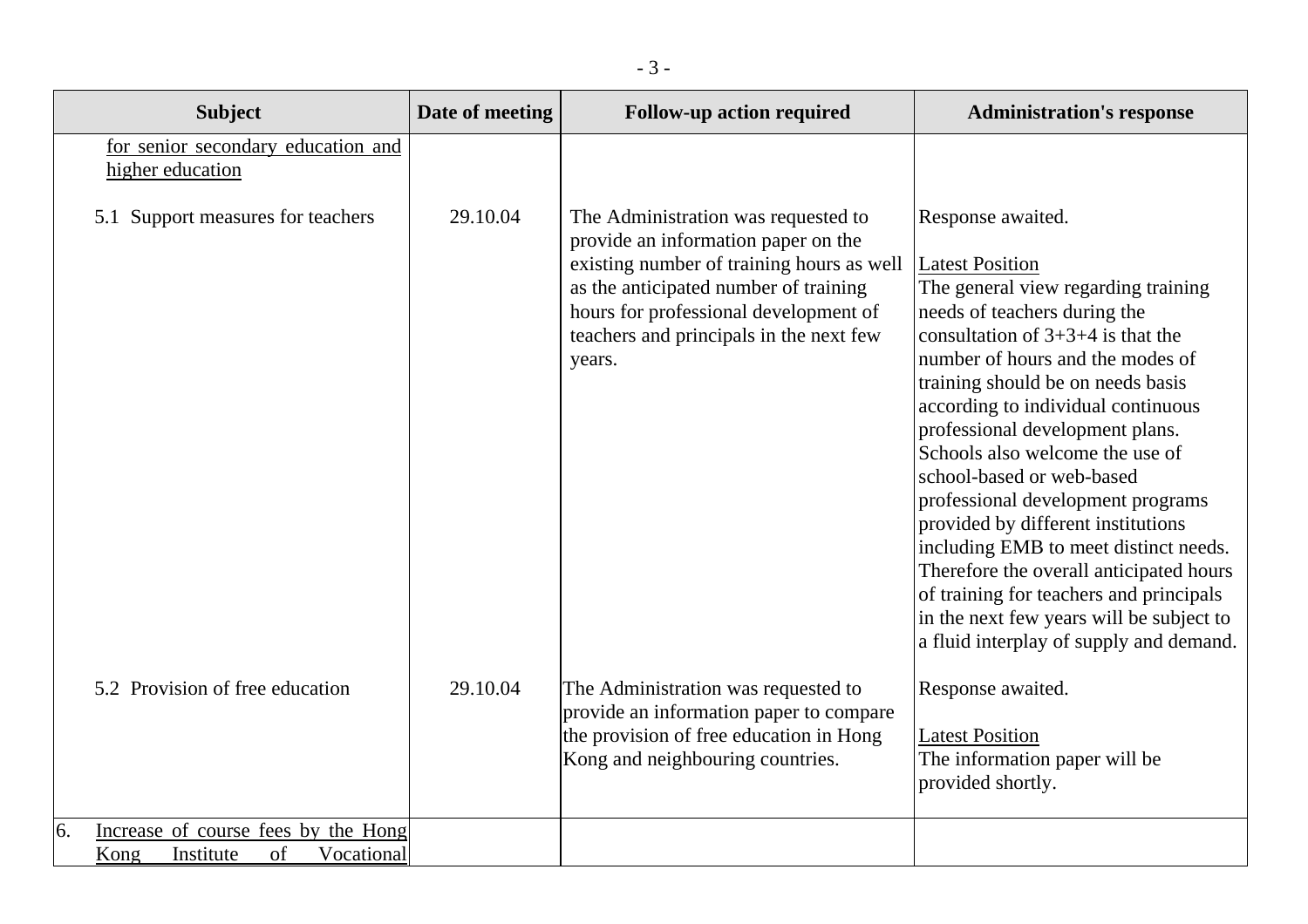| Subject | Date of meeting | Follow-up action required | Administration's response |
| --- | --- | --- | --- |
| for senior secondary education and higher education | | | |
| 5.1 Support measures for teachers | 29.10.04 | The Administration was requested to provide an information paper on the existing number of training hours as well as the anticipated number of training hours for professional development of teachers and principals in the next few years. | Response awaited.<br><br>Latest Position<br>The general view regarding training needs of teachers during the consultation of 3+3+4 is that the number of hours and the modes of training should be on needs basis according to individual continuous professional development plans. Schools also welcome the use of school-based or web-based professional development programs provided by different institutions including EMB to meet distinct needs. Therefore the overall anticipated hours of training for teachers and principals in the next few years will be subject to a fluid interplay of supply and demand. |
| 5.2 Provision of free education | 29.10.04 | The Administration was requested to provide an information paper to compare the provision of free education in Hong Kong and neighbouring countries. | Response awaited.<br><br>Latest Position<br>The information paper will be provided shortly. |
| 6. Increase of course fees by the Hong Kong Institute of Vocational | | | |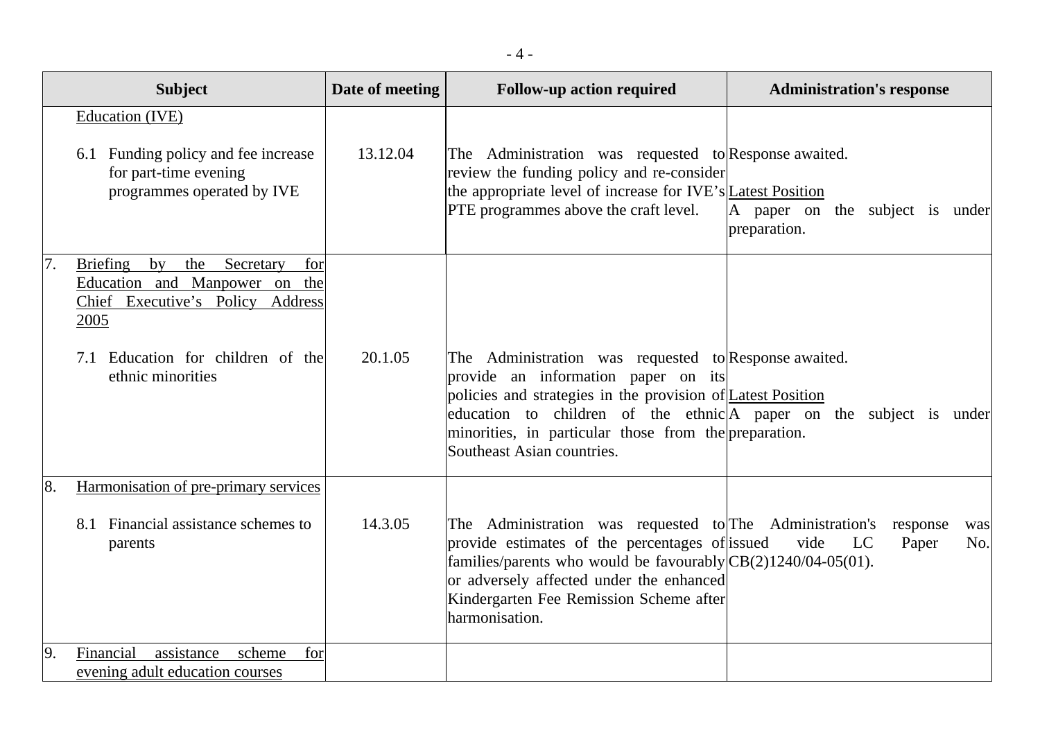| Subject | Date of meeting | Follow-up action required | Administration's response |
|---|---|---|---|
| Education (IVE) | | | |
| 6.1 Funding policy and fee increase for part-time evening programmes operated by IVE | 13.12.04 | The Administration was requested to review the funding policy and re-consider the appropriate level of increase for IVE's PTE programmes above the craft level. | Response awaited.<br><br>Latest Position<br>A paper on the subject is under preparation. |
| 7. Briefing by the Secretary for Education and Manpower on the Chief Executive's Policy Address 2005 | | | |
| 7.1 Education for children of the ethnic minorities | 20.1.05 | The Administration was requested to provide an information paper on its policies and strategies in the provision of education to children of the ethnic minorities, in particular those from the Southeast Asian countries. | Response awaited.<br><br>Latest Position<br>A paper on the subject is under preparation. |
| 8. Harmonisation of pre-primary services | | | |
| 8.1 Financial assistance schemes to parents | 14.3.05 | The Administration was requested to provide estimates of the percentages of families/parents who would be favourably or adversely affected under the enhanced Kindergarten Fee Remission Scheme after harmonisation. | The Administration's response was issued vide LC Paper No. CB(2)1240/04-05(01). |
| 9. Financial assistance scheme for evening adult education courses | | | |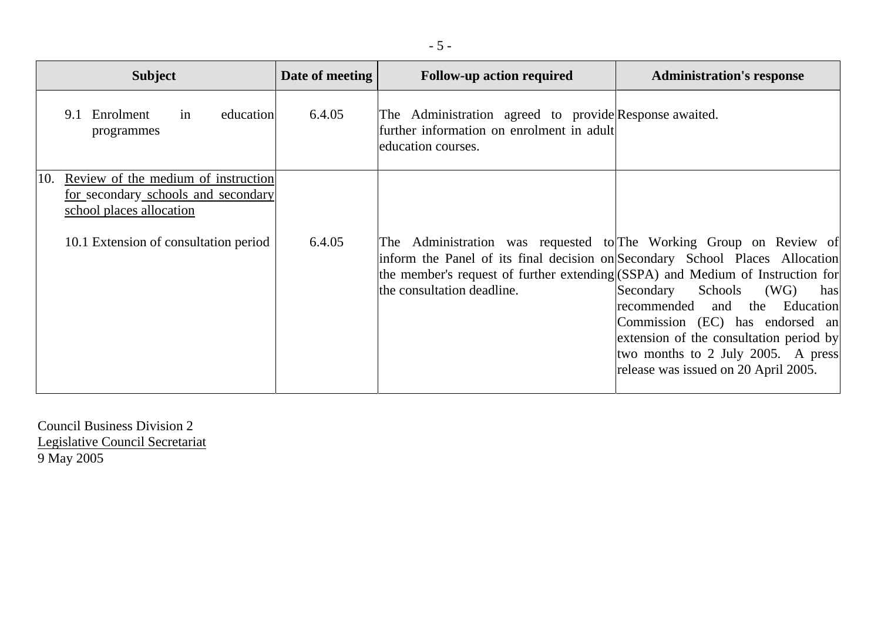| Subject | Date of meeting | Follow-up action required | Administration's response |
|---|---|---|---|
| 9.1 Enrolment in education programmes | 6.4.05 | The Administration agreed to provide further information on enrolment in adult education courses. | Response awaited. |
| 10. Review of the medium of instruction for secondary schools and secondary school places allocation | | | |
| 10.1 Extension of consultation period | 6.4.05 | The Administration was requested to inform the Panel of its final decision on the member's request of further extending the consultation deadline. | The Working Group on Review of Secondary School Places Allocation (SSPA) and Medium of Instruction for Secondary Schools (WG) has recommended and the Education Commission (EC) has endorsed an extension of the consultation period by two months to 2 July 2005. A press release was issued on 20 April 2005. |

Council Business Division 2
Legislative Council Secretariat
9 May 2005